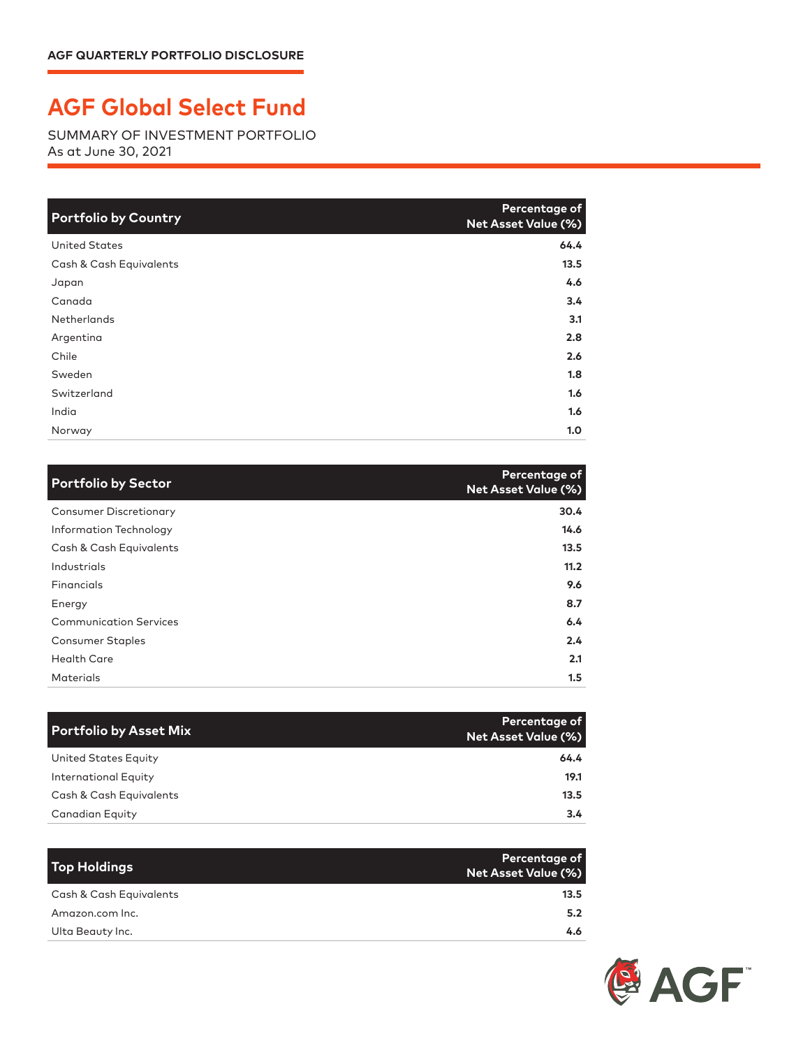AGF QUARTERLY PORTFOLIO DISCLOSURE

# AGF Global Select Fund

SUMMARY OF INVESTMENT PORTFOLIO
As at June 30, 2021

| Portfolio by Country | Percentage of Net Asset Value (%) |
|---|---|
| United States | 64.4 |
| Cash & Cash Equivalents | 13.5 |
| Japan | 4.6 |
| Canada | 3.4 |
| Netherlands | 3.1 |
| Argentina | 2.8 |
| Chile | 2.6 |
| Sweden | 1.8 |
| Switzerland | 1.6 |
| India | 1.6 |
| Norway | 1.0 |

| Portfolio by Sector | Percentage of Net Asset Value (%) |
|---|---|
| Consumer Discretionary | 30.4 |
| Information Technology | 14.6 |
| Cash & Cash Equivalents | 13.5 |
| Industrials | 11.2 |
| Financials | 9.6 |
| Energy | 8.7 |
| Communication Services | 6.4 |
| Consumer Staples | 2.4 |
| Health Care | 2.1 |
| Materials | 1.5 |

| Portfolio by Asset Mix | Percentage of Net Asset Value (%) |
|---|---|
| United States Equity | 64.4 |
| International Equity | 19.1 |
| Cash & Cash Equivalents | 13.5 |
| Canadian Equity | 3.4 |

| Top Holdings | Percentage of Net Asset Value (%) |
|---|---|
| Cash & Cash Equivalents | 13.5 |
| Amazon.com Inc. | 5.2 |
| Ulta Beauty Inc. | 4.6 |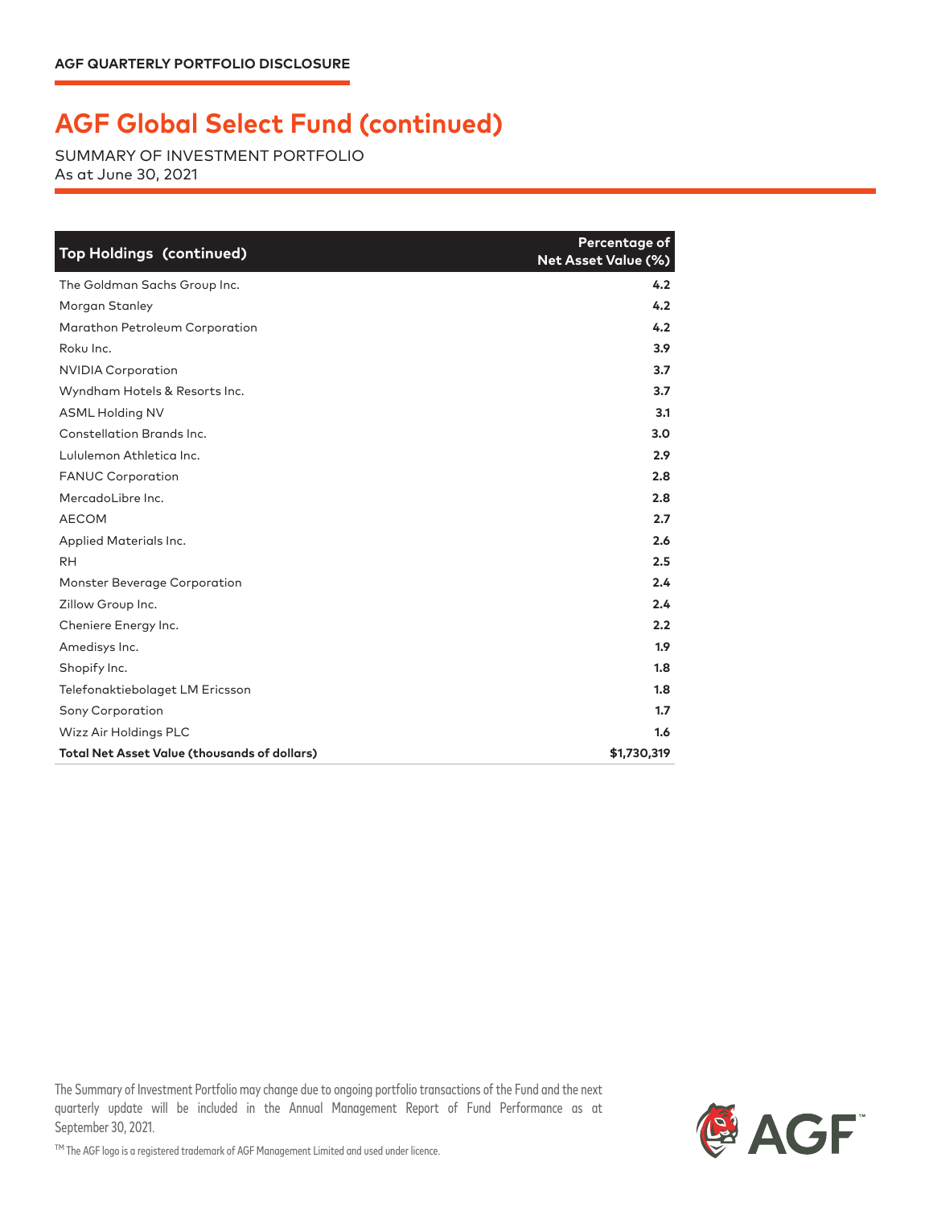AGF QUARTERLY PORTFOLIO DISCLOSURE

# AGF Global Select Fund (continued)

SUMMARY OF INVESTMENT PORTFOLIO
As at June 30, 2021

| Top Holdings (continued) | Percentage of Net Asset Value (%) |
|---|---|
| The Goldman Sachs Group Inc. | 4.2 |
| Morgan Stanley | 4.2 |
| Marathon Petroleum Corporation | 4.2 |
| Roku Inc. | 3.9 |
| NVIDIA Corporation | 3.7 |
| Wyndham Hotels & Resorts Inc. | 3.7 |
| ASML Holding NV | 3.1 |
| Constellation Brands Inc. | 3.0 |
| Lululemon Athletica Inc. | 2.9 |
| FANUC Corporation | 2.8 |
| MercadoLibre Inc. | 2.8 |
| AECOM | 2.7 |
| Applied Materials Inc. | 2.6 |
| RH | 2.5 |
| Monster Beverage Corporation | 2.4 |
| Zillow Group Inc. | 2.4 |
| Cheniere Energy Inc. | 2.2 |
| Amedisys Inc. | 1.9 |
| Shopify Inc. | 1.8 |
| Telefonaktiebolaget LM Ericsson | 1.8 |
| Sony Corporation | 1.7 |
| Wizz Air Holdings PLC | 1.6 |
| **Total Net Asset Value (thousands of dollars)** | **$1,730,319** |

The Summary of Investment Portfolio may change due to ongoing portfolio transactions of the Fund and the next quarterly update will be included in the Annual Management Report of Fund Performance as at September 30, 2021.

TM The AGF logo is a registered trademark of AGF Management Limited and used under licence.